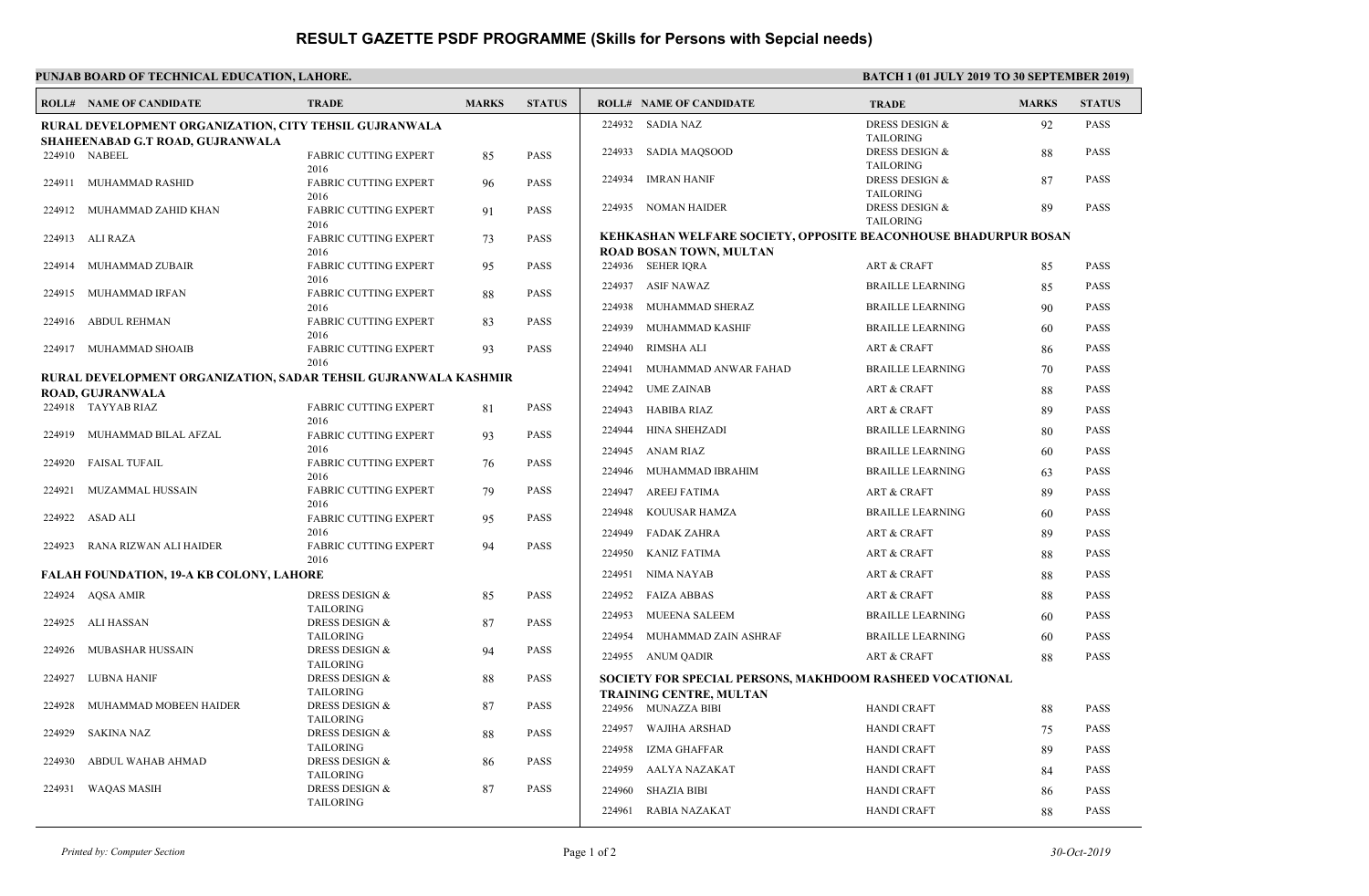# RESULT GAZETTE PSDF PROGRAMME (Skills for Persons with Sepcial needs)

**PUNJAB BOARD OF TECHNICAL EDUCATION, LAHORE.**

**BATCH 1 (01 JULY 2019 TO 30 SEPTEMBER 2019)**

| ROLL# | NAME OF CANDIDATE | TRADE | MARKS | STATUS |
|---|---|---|---|---|
| **RURAL DEVELOPMENT ORGANIZATION, CITY TEHSIL GUJRANWALA SHAHEENABAD G.T ROAD, GUJRANWALA** | | | | |
| 224910 | NABEEL | FABRIC CUTTING EXPERT 2016 | 85 | PASS |
| 224911 | MUHAMMAD RASHID | FABRIC CUTTING EXPERT 2016 | 96 | PASS |
| 224912 | MUHAMMAD ZAHID KHAN | FABRIC CUTTING EXPERT 2016 | 91 | PASS |
| 224913 | ALI RAZA | FABRIC CUTTING EXPERT 2016 | 73 | PASS |
| 224914 | MUHAMMAD ZUBAIR | FABRIC CUTTING EXPERT 2016 | 95 | PASS |
| 224915 | MUHAMMAD IRFAN | FABRIC CUTTING EXPERT 2016 | 88 | PASS |
| 224916 | ABDUL REHMAN | FABRIC CUTTING EXPERT 2016 | 83 | PASS |
| 224917 | MUHAMMAD SHOAIB | FABRIC CUTTING EXPERT 2016 | 93 | PASS |
| **RURAL DEVELOPMENT ORGANIZATION, SADAR TEHSIL GUJRANWALA KASHMIR ROAD, GUJRANWALA** | | | | |
| 224918 | TAYYAB RIAZ | FABRIC CUTTING EXPERT 2016 | 81 | PASS |
| 224919 | MUHAMMAD BILAL AFZAL | FABRIC CUTTING EXPERT 2016 | 93 | PASS |
| 224920 | FAISAL TUFAIL | FABRIC CUTTING EXPERT 2016 | 76 | PASS |
| 224921 | MUZAMMAL HUSSAIN | FABRIC CUTTING EXPERT 2016 | 79 | PASS |
| 224922 | ASAD ALI | FABRIC CUTTING EXPERT 2016 | 95 | PASS |
| 224923 | RANA RIZWAN ALI HAIDER | FABRIC CUTTING EXPERT 2016 | 94 | PASS |
| **FALAH FOUNDATION, 19-A KB COLONY, LAHORE** | | | | |
| 224924 | AQSA AMIR | DRESS DESIGN & TAILORING | 85 | PASS |
| 224925 | ALI HASSAN | DRESS DESIGN & TAILORING | 87 | PASS |
| 224926 | MUBASHAR HUSSAIN | DRESS DESIGN & TAILORING | 94 | PASS |
| 224927 | LUBNA HANIF | DRESS DESIGN & TAILORING | 88 | PASS |
| 224928 | MUHAMMAD MOBEEN HAIDER | DRESS DESIGN & TAILORING | 87 | PASS |
| 224929 | SAKINA NAZ | DRESS DESIGN & TAILORING | 88 | PASS |
| 224930 | ABDUL WAHAB AHMAD | DRESS DESIGN & TAILORING | 86 | PASS |
| 224931 | WAQAS MASIH | DRESS DESIGN & TAILORING | 87 | PASS |
| 224932 | SADIA NAZ | DRESS DESIGN & TAILORING | 92 | PASS |
| 224933 | SADIA MAQSOOD | DRESS DESIGN & TAILORING | 88 | PASS |
| 224934 | IMRAN HANIF | DRESS DESIGN & TAILORING | 87 | PASS |
| 224935 | NOMAN HAIDER | DRESS DESIGN & TAILORING | 89 | PASS |
| **KEHKASHAN WELFARE SOCIETY, OPPOSITE BEACONHOUSE BHADURPUR BOSAN ROAD BOSAN TOWN, MULTAN** | | | | |
| 224936 | SEHER IQRA | ART & CRAFT | 85 | PASS |
| 224937 | ASIF NAWAZ | BRAILLE LEARNING | 85 | PASS |
| 224938 | MUHAMMAD SHERAZ | BRAILLE LEARNING | 90 | PASS |
| 224939 | MUHAMMAD KASHIF | BRAILLE LEARNING | 60 | PASS |
| 224940 | RIMSHA ALI | ART & CRAFT | 86 | PASS |
| 224941 | MUHAMMAD ANWAR FAHAD | BRAILLE LEARNING | 70 | PASS |
| 224942 | UME ZAINAB | ART & CRAFT | 88 | PASS |
| 224943 | HABIBA RIAZ | ART & CRAFT | 89 | PASS |
| 224944 | HINA SHEHZADI | BRAILLE LEARNING | 80 | PASS |
| 224945 | ANAM RIAZ | BRAILLE LEARNING | 60 | PASS |
| 224946 | MUHAMMAD IBRAHIM | BRAILLE LEARNING | 63 | PASS |
| 224947 | AREEJ FATIMA | ART & CRAFT | 89 | PASS |
| 224948 | KOUUSAR HAMZA | BRAILLE LEARNING | 60 | PASS |
| 224949 | FADAK ZAHRA | ART & CRAFT | 89 | PASS |
| 224950 | KANIZ FATIMA | ART & CRAFT | 88 | PASS |
| 224951 | NIMA NAYAB | ART & CRAFT | 88 | PASS |
| 224952 | FAIZA ABBAS | ART & CRAFT | 88 | PASS |
| 224953 | MUEENA SALEEM | BRAILLE LEARNING | 60 | PASS |
| 224954 | MUHAMMAD ZAIN ASHRAF | BRAILLE LEARNING | 60 | PASS |
| 224955 | ANUM QADIR | ART & CRAFT | 88 | PASS |
| **SOCIETY FOR SPECIAL PERSONS, MAKHDOOM RASHEED VOCATIONAL TRAINING CENTRE, MULTAN** | | | | |
| 224956 | MUNAZZA BIBI | HANDI CRAFT | 88 | PASS |
| 224957 | WAJIHA ARSHAD | HANDI CRAFT | 75 | PASS |
| 224958 | IZMA GHAFFAR | HANDI CRAFT | 89 | PASS |
| 224959 | AALYA NAZAKAT | HANDI CRAFT | 84 | PASS |
| 224960 | SHAZIA BIBI | HANDI CRAFT | 86 | PASS |
| 224961 | RABIA NAZAKAT | HANDI CRAFT | 88 | PASS |

*Printed by: Computer Section*

*30-Oct-2019*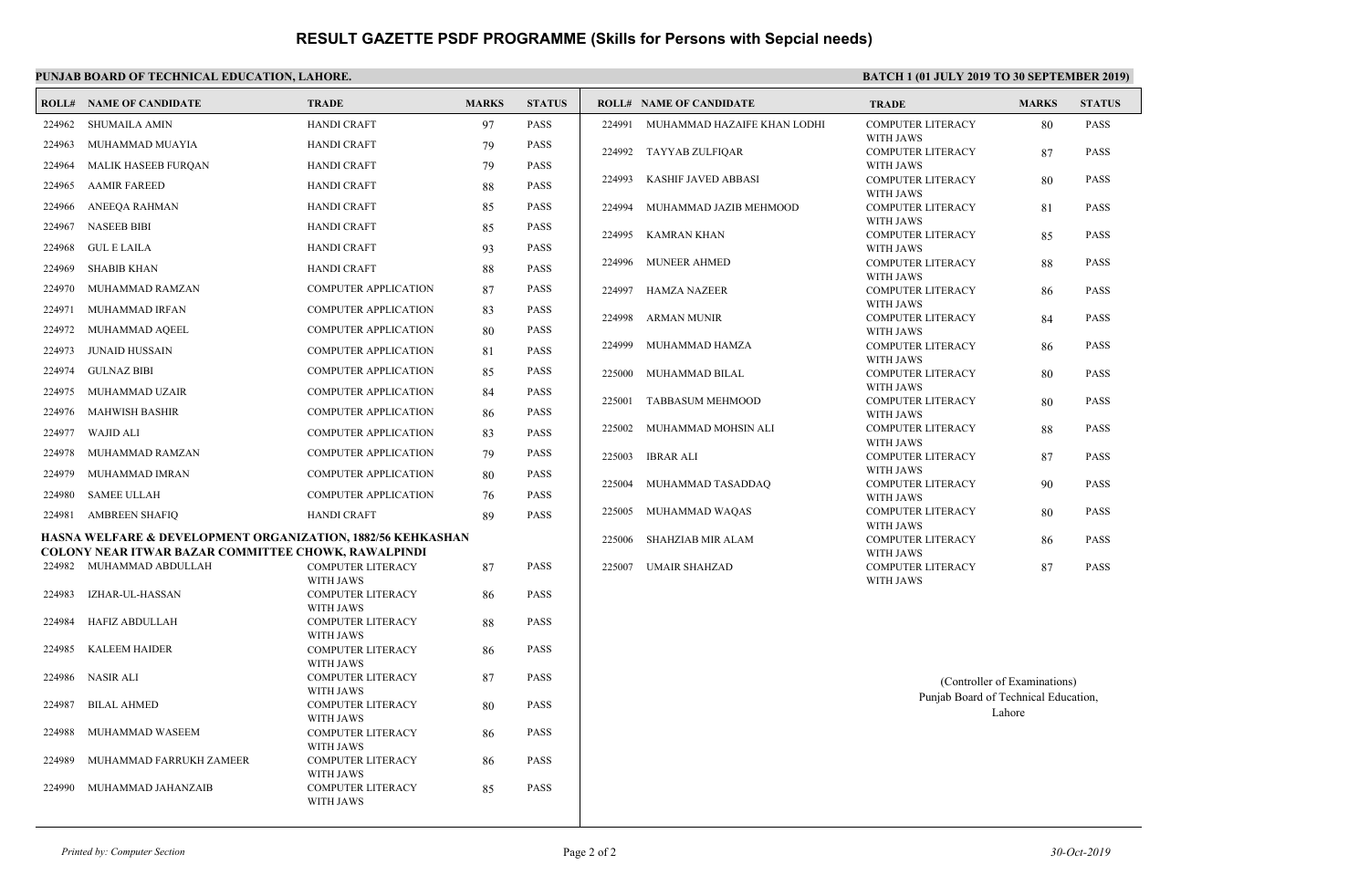# RESULT GAZETTE PSDF PROGRAMME (Skills for Persons with Sepcial needs)

**PUNJAB BOARD OF TECHNICAL EDUCATION, LAHORE.**

**BATCH 1 (01 JULY 2019 TO 30 SEPTEMBER 2019)**

| ROLL# | NAME OF CANDIDATE | TRADE | MARKS | STATUS |
|---|---|---|---|---|
| 224962 | SHUMAILA AMIN | HANDI CRAFT | 97 | PASS |
| 224963 | MUHAMMAD MUAYIA | HANDI CRAFT | 79 | PASS |
| 224964 | MALIK HASEEB FURQAN | HANDI CRAFT | 79 | PASS |
| 224965 | AAMIR FAREED | HANDI CRAFT | 88 | PASS |
| 224966 | ANEEQA RAHMAN | HANDI CRAFT | 85 | PASS |
| 224967 | NASEEB BIBI | HANDI CRAFT | 85 | PASS |
| 224968 | GUL E LAILA | HANDI CRAFT | 93 | PASS |
| 224969 | SHABIB KHAN | HANDI CRAFT | 88 | PASS |
| 224970 | MUHAMMAD RAMZAN | COMPUTER APPLICATION | 87 | PASS |
| 224971 | MUHAMMAD IRFAN | COMPUTER APPLICATION | 83 | PASS |
| 224972 | MUHAMMAD AQEEL | COMPUTER APPLICATION | 80 | PASS |
| 224973 | JUNAID HUSSAIN | COMPUTER APPLICATION | 81 | PASS |
| 224974 | GULNAZ BIBI | COMPUTER APPLICATION | 85 | PASS |
| 224975 | MUHAMMAD UZAIR | COMPUTER APPLICATION | 84 | PASS |
| 224976 | MAHWISH BASHIR | COMPUTER APPLICATION | 86 | PASS |
| 224977 | WAJID ALI | COMPUTER APPLICATION | 83 | PASS |
| 224978 | MUHAMMAD RAMZAN | COMPUTER APPLICATION | 79 | PASS |
| 224979 | MUHAMMAD IMRAN | COMPUTER APPLICATION | 80 | PASS |
| 224980 | SAMEE ULLAH | COMPUTER APPLICATION | 76 | PASS |
| 224981 | AMBREEN SHAFIQ | HANDI CRAFT | 89 | PASS |

**HASNA WELFARE & DEVELOPMENT ORGANIZATION, 1882/56 KEHKASHAN COLONY NEAR ITWAR BAZAR COMMITTEE CHOWK, RAWALPINDI**

| ROLL# | NAME OF CANDIDATE | TRADE | MARKS | STATUS |
|---|---|---|---|---|
| 224982 | MUHAMMAD ABDULLAH | COMPUTER LITERACY WITH JAWS | 87 | PASS |
| 224983 | IZHAR-UL-HASSAN | COMPUTER LITERACY WITH JAWS | 86 | PASS |
| 224984 | HAFIZ ABDULLAH | COMPUTER LITERACY WITH JAWS | 88 | PASS |
| 224985 | KALEEM HAIDER | COMPUTER LITERACY WITH JAWS | 86 | PASS |
| 224986 | NASIR ALI | COMPUTER LITERACY WITH JAWS | 87 | PASS |
| 224987 | BILAL AHMED | COMPUTER LITERACY WITH JAWS | 80 | PASS |
| 224988 | MUHAMMAD WASEEM | COMPUTER LITERACY WITH JAWS | 86 | PASS |
| 224989 | MUHAMMAD FARRUKH ZAMEER | COMPUTER LITERACY WITH JAWS | 86 | PASS |
| 224990 | MUHAMMAD JAHANZAIB | COMPUTER LITERACY WITH JAWS | 85 | PASS |
| 224991 | MUHAMMAD HAZAIFE KHAN LODHI | COMPUTER LITERACY WITH JAWS | 80 | PASS |
| 224992 | TAYYAB ZULFIQAR | COMPUTER LITERACY WITH JAWS | 87 | PASS |
| 224993 | KASHIF JAVED ABBASI | COMPUTER LITERACY WITH JAWS | 80 | PASS |
| 224994 | MUHAMMAD JAZIB MEHMOOD | COMPUTER LITERACY WITH JAWS | 81 | PASS |
| 224995 | KAMRAN KHAN | COMPUTER LITERACY WITH JAWS | 85 | PASS |
| 224996 | MUNEER AHMED | COMPUTER LITERACY WITH JAWS | 88 | PASS |
| 224997 | HAMZA NAZEER | COMPUTER LITERACY WITH JAWS | 86 | PASS |
| 224998 | ARMAN MUNIR | COMPUTER LITERACY WITH JAWS | 84 | PASS |
| 224999 | MUHAMMAD HAMZA | COMPUTER LITERACY WITH JAWS | 86 | PASS |
| 225000 | MUHAMMAD BILAL | COMPUTER LITERACY WITH JAWS | 80 | PASS |
| 225001 | TABBASUM MEHMOOD | COMPUTER LITERACY WITH JAWS | 80 | PASS |
| 225002 | MUHAMMAD MOHSIN ALI | COMPUTER LITERACY WITH JAWS | 88 | PASS |
| 225003 | IBRAR ALI | COMPUTER LITERACY WITH JAWS | 87 | PASS |
| 225004 | MUHAMMAD TASADDAQ | COMPUTER LITERACY WITH JAWS | 90 | PASS |
| 225005 | MUHAMMAD WAQAS | COMPUTER LITERACY WITH JAWS | 80 | PASS |
| 225006 | SHAHZIAB MIR ALAM | COMPUTER LITERACY WITH JAWS | 86 | PASS |
| 225007 | UMAIR SHAHZAD | COMPUTER LITERACY WITH JAWS | 87 | PASS |

(Controller of Examinations)
Punjab Board of Technical Education,
Lahore

*Printed by: Computer Section*

*30-Oct-2019*